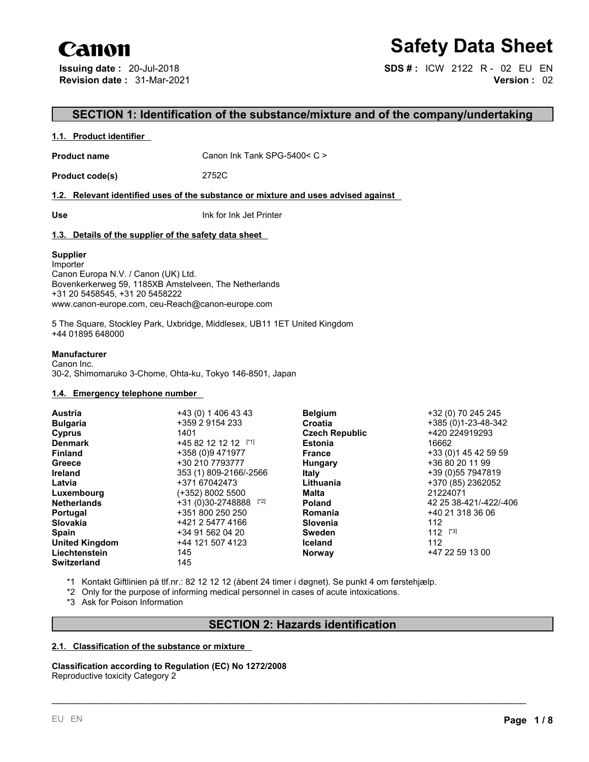Canon

# Safety Data Sheet

**Issuing date :** 20-Jul-2018
**Revision date :** 31-Mar-2021

**SDS # :** ICW 2122 R - 02 EU EN
**Version :** 02

## SECTION 1: Identification of the substance/mixture and of the company/undertaking

### 1.1. Product identifier

**Product name** Canon Ink Tank SPG-5400< C >

**Product code(s)** 2752C

### 1.2. Relevant identified uses of the substance or mixture and uses advised against

**Use** Ink for Ink Jet Printer

### 1.3. Details of the supplier of the safety data sheet

**Supplier**
Importer
Canon Europa N.V. / Canon (UK) Ltd.
Bovenkerkerweg 59, 1185XB Amstelveen, The Netherlands
+31 20 5458545, +31 20 5458222
www.canon-europe.com, ceu-Reach@canon-europe.com

5 The Square, Stockley Park, Uxbridge, Middlesex, UB11 1ET United Kingdom
+44 01895 648000

**Manufacturer**
Canon Inc.
30-2, Shimomaruko 3-Chome, Ohta-ku, Tokyo 146-8501, Japan

### 1.4. Emergency telephone number

| | | | |
|---|---|---|---|
| **Austria** | +43 (0) 1 406 43 43 | **Belgium** | +32 (0) 70 245 245 |
| **Bulgaria** | +359 2 9154 233 | **Croatia** | +385 (0)1-23-48-342 |
| **Cyprus** | 1401 | **Czech Republic** | +420 224919293 |
| **Denmark** | +45 82 12 12 12 [*1] | **Estonia** | 16662 |
| **Finland** | +358 (0)9 471977 | **France** | +33 (0)1 45 42 59 59 |
| **Greece** | +30 210 7793777 | **Hungary** | +36 80 20 11 99 |
| **Ireland** | 353 (1) 809-2166/-2566 | **Italy** | +39 (0)55 7947819 |
| **Latvia** | +371 67042473 | **Lithuania** | +370 (85) 2362052 |
| **Luxembourg** | (+352) 8002 5500 | **Malta** | 21224071 |
| **Netherlands** | +31 (0)30-2748888 [*2] | **Poland** | 42 25 38-421/-422/-406 |
| **Portugal** | +351 800 250 250 | **Romania** | +40 21 318 36 06 |
| **Slovakia** | +421 2 5477 4166 | **Slovenia** | 112 |
| **Spain** | +34 91 562 04 20 | **Sweden** | 112 [*3] |
| **United Kingdom** | +44 121 507 4123 | **Iceland** | 112 |
| **Liechtenstein** | 145 | **Norway** | +47 22 59 13 00 |
| **Switzerland** | 145 | | |

*1 Kontakt Giftlinien på tlf.nr.: 82 12 12 12 (åbent 24 timer i døgnet). Se punkt 4 om førstehjælp.
*2 Only for the purpose of informing medical personnel in cases of acute intoxications.
*3 Ask for Poison Information

## SECTION 2: Hazards identification

### 2.1. Classification of the substance or mixture

**Classification according to Regulation (EC) No 1272/2008**
Reproductive toxicity Category 2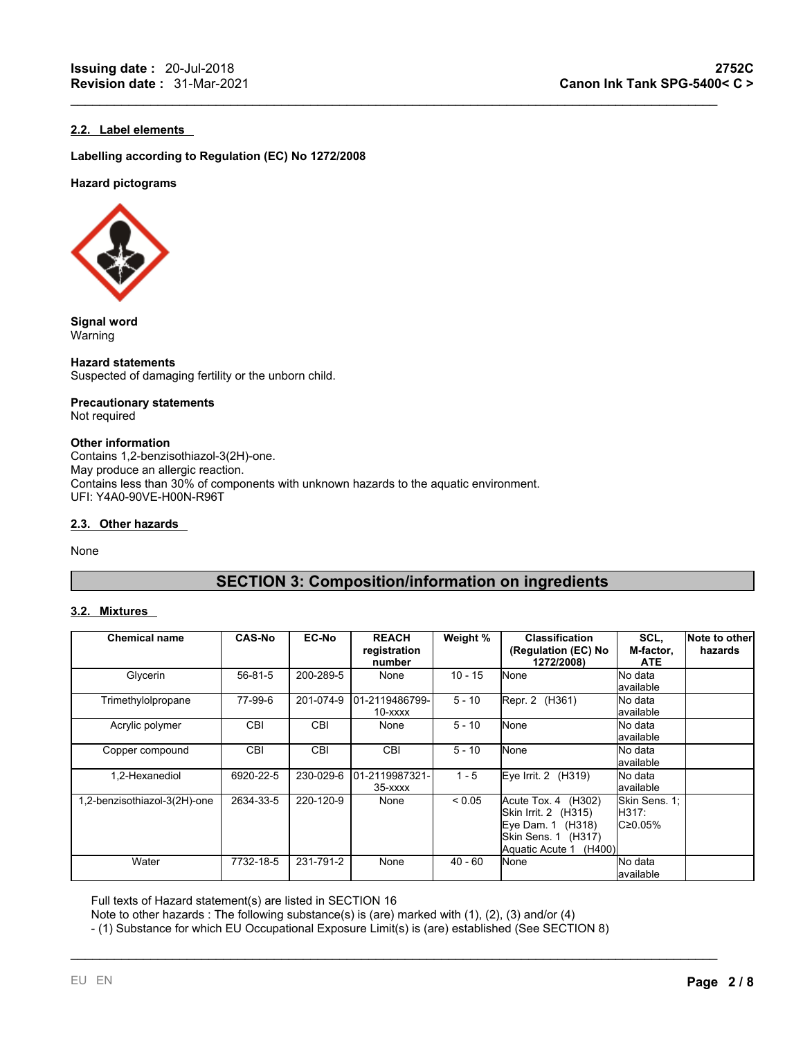### 2.2. Label elements

**Labelling according to Regulation (EC) No 1272/2008**

**Hazard pictograms**

**Signal word**
Warning

**Hazard statements**
Suspected of damaging fertility or the unborn child.

**Precautionary statements**
Not required

**Other information**
Contains 1,2-benzisothiazol-3(2H)-one.
May produce an allergic reaction.
Contains less than 30% of components with unknown hazards to the aquatic environment.
UFI: Y4A0-90VE-H00N-R96T

### 2.3. Other hazards

None

## SECTION 3: Composition/information on ingredients

### 3.2. Mixtures

| Chemical name | CAS-No | EC-No | REACH registration number | Weight % | Classification (Regulation (EC) No 1272/2008) | SCL, M-factor, ATE | Note to other hazards |
|---|---|---|---|---|---|---|---|
| Glycerin | 56-81-5 | 200-289-5 | None | 10 - 15 | None | No data available | |
| Trimethylolpropane | 77-99-6 | 201-074-9 | 01-2119486799-10-xxxx | 5 - 10 | Repr. 2 (H361) | No data available | |
| Acrylic polymer | CBI | CBI | None | 5 - 10 | None | No data available | |
| Copper compound | CBI | CBI | CBI | 5 - 10 | None | No data available | |
| 1,2-Hexanediol | 6920-22-5 | 230-029-6 | 01-2119987321-35-xxxx | 1 - 5 | Eye Irrit. 2 (H319) | No data available | |
| 1,2-benzisothiazol-3(2H)-one | 2634-33-5 | 220-120-9 | None | < 0.05 | Acute Tox. 4 (H302)<br>Skin Irrit. 2 (H315)<br>Eye Dam. 1 (H318)<br>Skin Sens. 1 (H317)<br>Aquatic Acute 1 (H400) | Skin Sens. 1; H317: C≥0.05% | |
| Water | 7732-18-5 | 231-791-2 | None | 40 - 60 | None | No data available | |

Full texts of Hazard statement(s) are listed in SECTION 16
Note to other hazards : The following substance(s) is (are) marked with (1), (2), (3) and/or (4)
- (1) Substance for which EU Occupational Exposure Limit(s) is (are) established (See SECTION 8)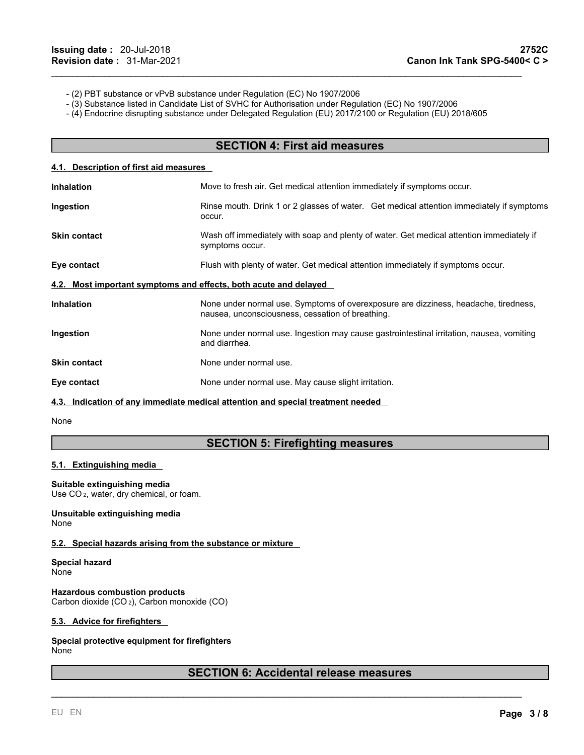- (2) PBT substance or vPvB substance under Regulation (EC) No 1907/2006
- (3) Substance listed in Candidate List of SVHC for Authorisation under Regulation (EC) No 1907/2006
- (4) Endocrine disrupting substance under Delegated Regulation (EU) 2017/2100 or Regulation (EU) 2018/605

## SECTION 4: First aid measures

### 4.1. Description of first aid measures

**Inhalation** Move to fresh air. Get medical attention immediately if symptoms occur.

**Ingestion** Rinse mouth. Drink 1 or 2 glasses of water. Get medical attention immediately if symptoms occur.

**Skin contact** Wash off immediately with soap and plenty of water. Get medical attention immediately if symptoms occur.

**Eye contact** Flush with plenty of water. Get medical attention immediately if symptoms occur.

### 4.2. Most important symptoms and effects, both acute and delayed

**Inhalation** None under normal use. Symptoms of overexposure are dizziness, headache, tiredness, nausea, unconsciousness, cessation of breathing.

**Ingestion** None under normal use. Ingestion may cause gastrointestinal irritation, nausea, vomiting and diarrhea.

**Skin contact** None under normal use.

**Eye contact** None under normal use. May cause slight irritation.

### 4.3. Indication of any immediate medical attention and special treatment needed

None

## SECTION 5: Firefighting measures

### 5.1. Extinguishing media

**Suitable extinguishing media**
Use $CO_2$, water, dry chemical, or foam.

**Unsuitable extinguishing media**
None

### 5.2. Special hazards arising from the substance or mixture

**Special hazard**
None

**Hazardous combustion products**
Carbon dioxide ($CO_2$), Carbon monoxide (CO)

### 5.3. Advice for firefighters

**Special protective equipment for firefighters**
None

## SECTION 6: Accidental release measures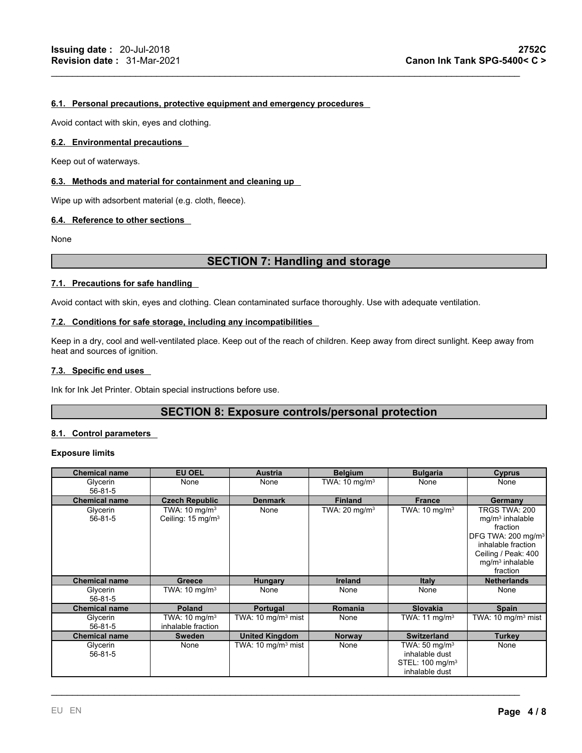### 6.1. Personal precautions, protective equipment and emergency procedures

Avoid contact with skin, eyes and clothing.

### 6.2. Environmental precautions

Keep out of waterways.

### 6.3. Methods and material for containment and cleaning up

Wipe up with adsorbent material (e.g. cloth, fleece).

### 6.4. Reference to other sections

None

## SECTION 7: Handling and storage

### 7.1. Precautions for safe handling

Avoid contact with skin, eyes and clothing. Clean contaminated surface thoroughly. Use with adequate ventilation.

### 7.2. Conditions for safe storage, including any incompatibilities

Keep in a dry, cool and well-ventilated place. Keep out of the reach of children. Keep away from direct sunlight. Keep away from heat and sources of ignition.

### 7.3. Specific end uses

Ink for Ink Jet Printer. Obtain special instructions before use.

## SECTION 8: Exposure controls/personal protection

### 8.1. Control parameters

**Exposure limits**

| Chemical name | EU OEL | Austria | Belgium | Bulgaria | Cyprus |
|---|---|---|---|---|---|
| Glycerin 56-81-5 | None | None | TWA: 10 mg/m³ | None | None |
| **Chemical name** | **Czech Republic** | **Denmark** | **Finland** | **France** | **Germany** |
| Glycerin 56-81-5 | TWA: 10 mg/m³ Ceiling: 15 mg/m³ | None | TWA: 20 mg/m³ | TWA: 10 mg/m³ | TRGS TWA: 200 mg/m³ inhalable fraction DFG TWA: 200 mg/m³ inhalable fraction Ceiling / Peak: 400 mg/m³ inhalable fraction |
| **Chemical name** | **Greece** | **Hungary** | **Ireland** | **Italy** | **Netherlands** |
| Glycerin 56-81-5 | TWA: 10 mg/m³ | None | None | None | None |
| **Chemical name** | **Poland** | **Portugal** | **Romania** | **Slovakia** | **Spain** |
| Glycerin 56-81-5 | TWA: 10 mg/m³ inhalable fraction | TWA: 10 mg/m³ mist | None | TWA: 11 mg/m³ | TWA: 10 mg/m³ mist |
| **Chemical name** | **Sweden** | **United Kingdom** | **Norway** | **Switzerland** | **Turkey** |
| Glycerin 56-81-5 | None | TWA: 10 mg/m³ mist | None | TWA: 50 mg/m³ inhalable dust STEL: 100 mg/m³ inhalable dust | None |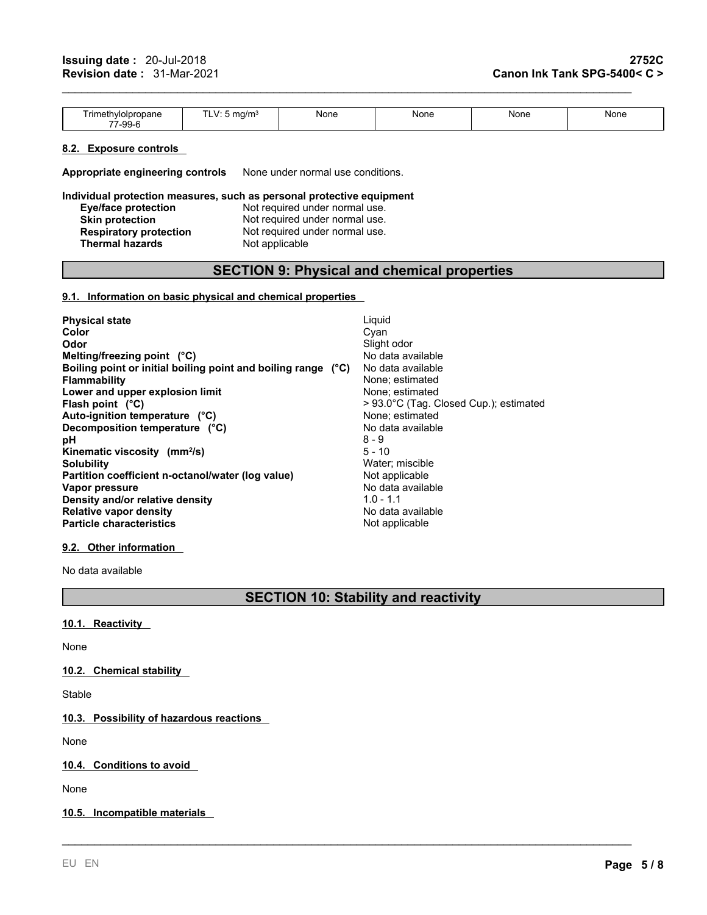| Trimethylolpropane 77-99-6 | TLV: 5 mg/m³ | None | None | None | None |
|---|---|---|---|---|---|

### 8.2. Exposure controls

**Appropriate engineering controls** None under normal use conditions.

**Individual protection measures, such as personal protective equipment**

| | |
|---|---|
| **Eye/face protection** | Not required under normal use. |
| **Skin protection** | Not required under normal use. |
| **Respiratory protection** | Not required under normal use. |
| **Thermal hazards** | Not applicable |

## SECTION 9: Physical and chemical properties

### 9.1. Information on basic physical and chemical properties

| | |
|---|---|
| **Physical state** | Liquid |
| **Color** | Cyan |
| **Odor** | Slight odor |
| **Melting/freezing point (°C)** | No data available |
| **Boiling point or initial boiling point and boiling range (°C)** | No data available |
| **Flammability** | None; estimated |
| **Lower and upper explosion limit** | None; estimated |
| **Flash point (°C)** | > 93.0°C (Tag. Closed Cup.); estimated |
| **Auto-ignition temperature (°C)** | None; estimated |
| **Decomposition temperature (°C)** | No data available |
| **pH** | 8 - 9 |
| **Kinematic viscosity (mm²/s)** | 5 - 10 |
| **Solubility** | Water; miscible |
| **Partition coefficient n-octanol/water (log value)** | Not applicable |
| **Vapor pressure** | No data available |
| **Density and/or relative density** | 1.0 - 1.1 |
| **Relative vapor density** | No data available |
| **Particle characteristics** | Not applicable |

### 9.2. Other information

No data available

## SECTION 10: Stability and reactivity

### 10.1. Reactivity

None

### 10.2. Chemical stability

Stable

### 10.3. Possibility of hazardous reactions

None

### 10.4. Conditions to avoid

None

### 10.5. Incompatible materials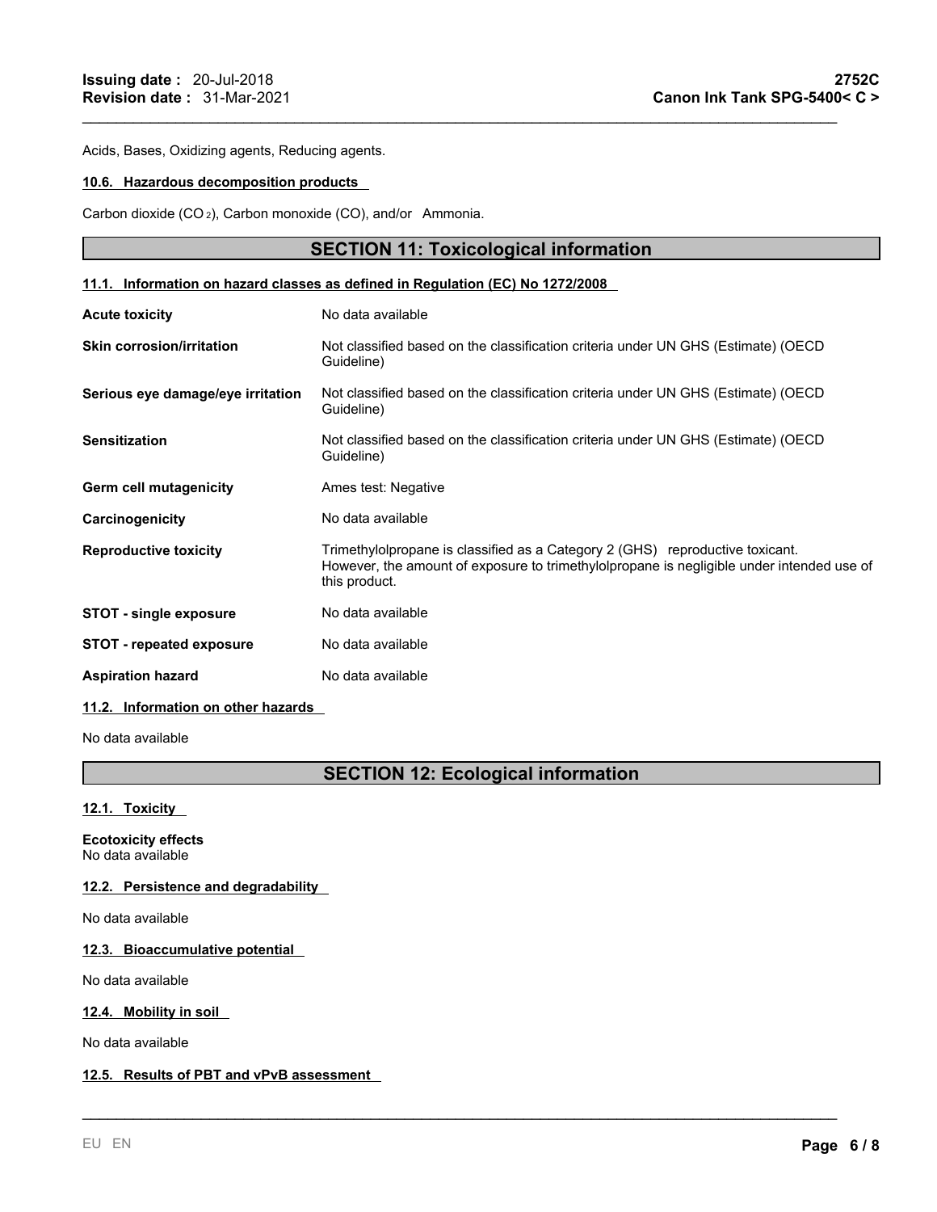Acids, Bases, Oxidizing agents, Reducing agents.

#### 10.6. Hazardous decomposition products

Carbon dioxide ($CO_2$), Carbon monoxide (CO), and/or Ammonia.

## SECTION 11: Toxicological information

#### 11.1. Information on hazard classes as defined in Regulation (EC) No 1272/2008

| | |
|---|---|
| **Acute toxicity** | No data available |
| **Skin corrosion/irritation** | Not classified based on the classification criteria under UN GHS (Estimate) (OECD Guideline) |
| **Serious eye damage/eye irritation** | Not classified based on the classification criteria under UN GHS (Estimate) (OECD Guideline) |
| **Sensitization** | Not classified based on the classification criteria under UN GHS (Estimate) (OECD Guideline) |
| **Germ cell mutagenicity** | Ames test: Negative |
| **Carcinogenicity** | No data available |
| **Reproductive toxicity** | Trimethylolpropane is classified as a Category 2 (GHS) reproductive toxicant. However, the amount of exposure to trimethylolpropane is negligible under intended use of this product. |
| **STOT - single exposure** | No data available |
| **STOT - repeated exposure** | No data available |
| **Aspiration hazard** | No data available |

#### 11.2. Information on other hazards

No data available

## SECTION 12: Ecological information

#### 12.1. Toxicity

**Ecotoxicity effects**
No data available

#### 12.2. Persistence and degradability

No data available

#### 12.3. Bioaccumulative potential

No data available

#### 12.4. Mobility in soil

No data available

#### 12.5. Results of PBT and vPvB assessment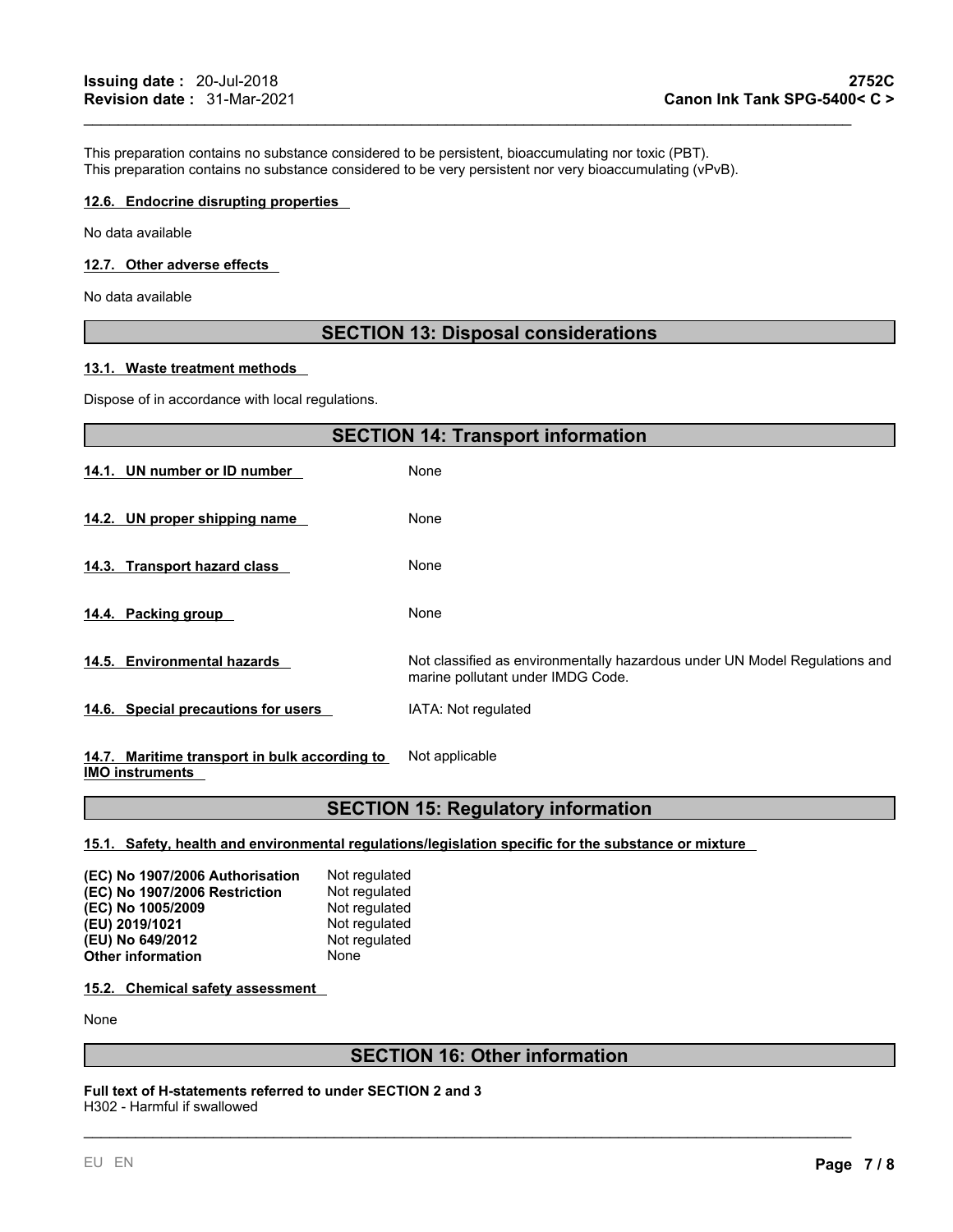This preparation contains no substance considered to be persistent, bioaccumulating nor toxic (PBT).
This preparation contains no substance considered to be very persistent nor very bioaccumulating (vPvB).

#### 12.6. Endocrine disrupting properties

No data available

#### 12.7. Other adverse effects

No data available

## SECTION 13: Disposal considerations

#### 13.1. Waste treatment methods

Dispose of in accordance with local regulations.

## SECTION 14: Transport information

| | |
|---|---|
| **14.1. UN number or ID number** | None |
| **14.2. UN proper shipping name** | None |
| **14.3. Transport hazard class** | None |
| **14.4. Packing group** | None |
| **14.5. Environmental hazards** | Not classified as environmentally hazardous under UN Model Regulations and marine pollutant under IMDG Code. |
| **14.6. Special precautions for users** | IATA: Not regulated |
| **14.7. Maritime transport in bulk according to IMO instruments** | Not applicable |

## SECTION 15: Regulatory information

#### 15.1. Safety, health and environmental regulations/legislation specific for the substance or mixture

| | |
|---|---|
| **(EC) No 1907/2006 Authorisation** | Not regulated |
| **(EC) No 1907/2006 Restriction** | Not regulated |
| **(EC) No 1005/2009** | Not regulated |
| **(EU) 2019/1021** | Not regulated |
| **(EU) No 649/2012** | Not regulated |
| **Other information** | None |

#### 15.2. Chemical safety assessment

None

## SECTION 16: Other information

**Full text of H-statements referred to under SECTION 2 and 3**
H302 - Harmful if swallowed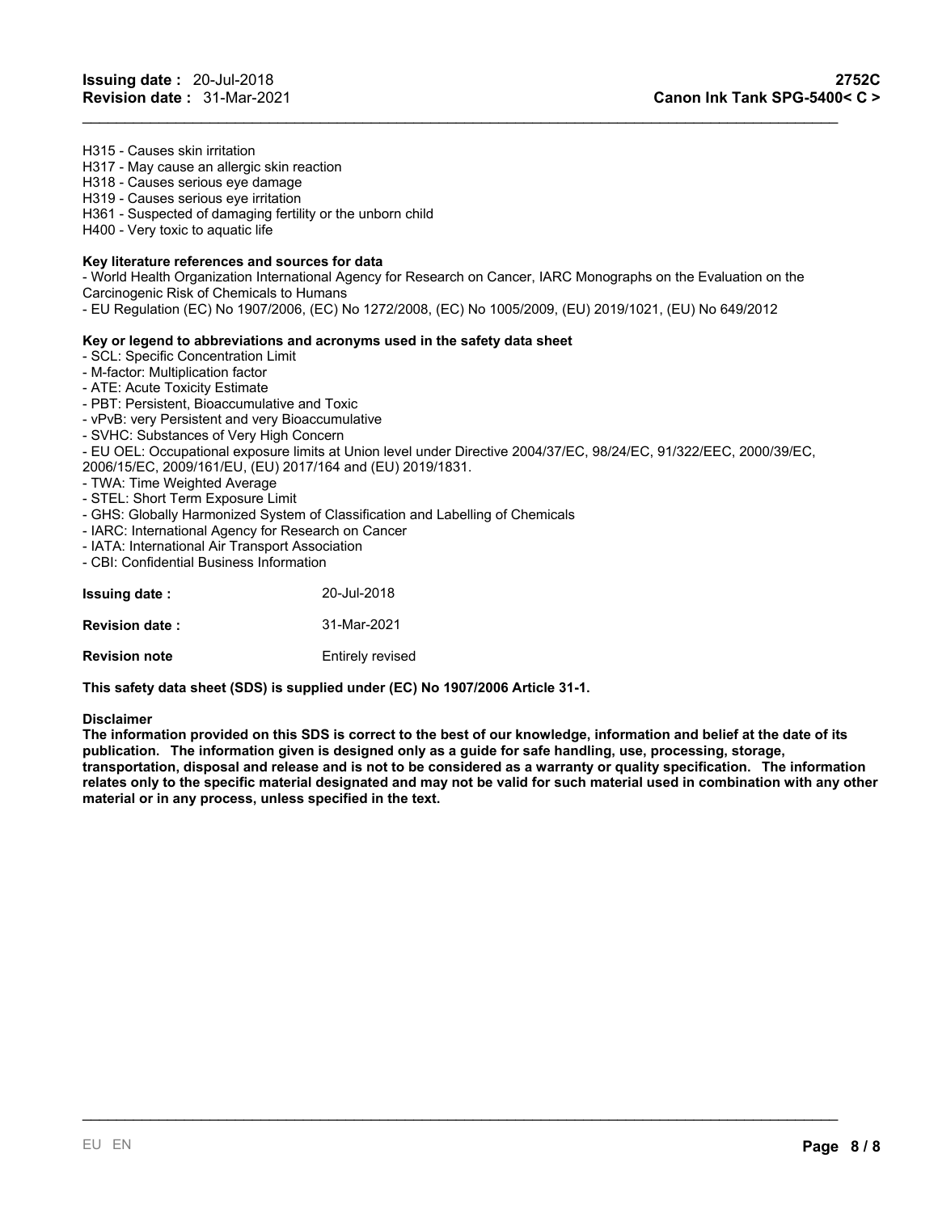H315 - Causes skin irritation
H317 - May cause an allergic skin reaction
H318 - Causes serious eye damage
H319 - Causes serious eye irritation
H361 - Suspected of damaging fertility or the unborn child
H400 - Very toxic to aquatic life

**Key literature references and sources for data**

- World Health Organization International Agency for Research on Cancer, IARC Monographs on the Evaluation on the Carcinogenic Risk of Chemicals to Humans
- EU Regulation (EC) No 1907/2006, (EC) No 1272/2008, (EC) No 1005/2009, (EU) 2019/1021, (EU) No 649/2012

**Key or legend to abbreviations and acronyms used in the safety data sheet**

- SCL: Specific Concentration Limit
- M-factor: Multiplication factor
- ATE: Acute Toxicity Estimate
- PBT: Persistent, Bioaccumulative and Toxic
- vPvB: very Persistent and very Bioaccumulative
- SVHC: Substances of Very High Concern
- EU OEL: Occupational exposure limits at Union level under Directive 2004/37/EC, 98/24/EC, 91/322/EEC, 2000/39/EC, 2006/15/EC, 2009/161/EU, (EU) 2017/164 and (EU) 2019/1831.
- TWA: Time Weighted Average
- STEL: Short Term Exposure Limit
- GHS: Globally Harmonized System of Classification and Labelling of Chemicals
- IARC: International Agency for Research on Cancer
- IATA: International Air Transport Association
- CBI: Confidential Business Information

| | |
|---|---|
| **Issuing date :** | 20-Jul-2018 |
| **Revision date :** | 31-Mar-2021 |
| **Revision note** | Entirely revised |

**This safety data sheet (SDS) is supplied under (EC) No 1907/2006 Article 31-1.**

**Disclaimer**

**The information provided on this SDS is correct to the best of our knowledge, information and belief at the date of its publication. The information given is designed only as a guide for safe handling, use, processing, storage, transportation, disposal and release and is not to be considered as a warranty or quality specification. The information relates only to the specific material designated and may not be valid for such material used in combination with any other material or in any process, unless specified in the text.**